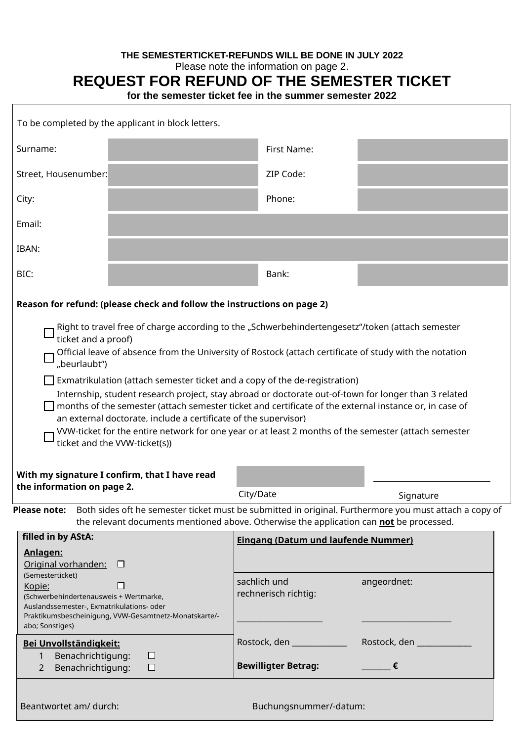**THE SEMESTERTICKET-REFUNDS WILL BE DONE IN JULY 2022**

Please note the information on page 2.

# REQUEST FOR REFUND OF THE SEMESTER TICKET

**for the semester ticket fee in the summer semester 2022**

To be completed by the applicant in block letters.

| | | | |
|---|---|---|---|
| Surname: | | First Name: | |
| Street, Housenumber: | | ZIP Code: | |
| City: | | Phone: | |
| Email: | | | |
| IBAN: | | | |
| BIC: | | Bank: | |

**Reason for refund: (please check and follow the instructions on page 2)**

- ☐ Right to travel free of charge according to the „Schwerbehindertengesetz“/token (attach semester ticket and a proof)
- ☐ Official leave of absence from the University of Rostock (attach certificate of study with the notation „beurlaubt“)
- ☐ Exmatrikulation (attach semester ticket and a copy of the de-registration)
- ☐ Internship, student research project, stay abroad or doctorate out-of-town for longer than 3 related months of the semester (attach semester ticket and certificate of the external instance or, in case of an external doctorate, include a certificate of the supervisor)
- ☐ VVW-ticket for the entire network for one year or at least 2 months of the semester (attach semester ticket and the VVW-ticket(s))

**With my signature I confirm, that I have read the information on page 2.**

City/Date ____________________ Signature ____________________

**Please note:** Both sides oft he semester ticket must be submitted in original. Furthermore you must attach a copy of the relevant documents mentioned above. Otherwise the application can **not** be processed.

**filled in by AStA:**

**Anlagen:**
Original vorhanden: ☐
(Semesterticket)
Kopie: ☐
(Schwerbehindertenausweis + Wertmarke, Auslandssemester-, Exmatrikulations- oder Praktikumsbescheinigung, VVW-Gesamtnetz-Monatskarte/-abo; Sonstiges)

**Eingang (Datum und laufende Nummer)**

| sachlich und rechnerisch richtig: | angeordnet: |
|---|---|
| _____________________ | ______________________ |
| Rostock, den _____________ | Rostock, den _____________ |
| **Bewilligter Betrag:** | _______ **€** |

**Bei Unvollständigkeit:**
1. Benachrichtigung: ☐
2. Benachrichtigung: ☐

Beantwortet am/ durch: Buchungsnummer/-datum: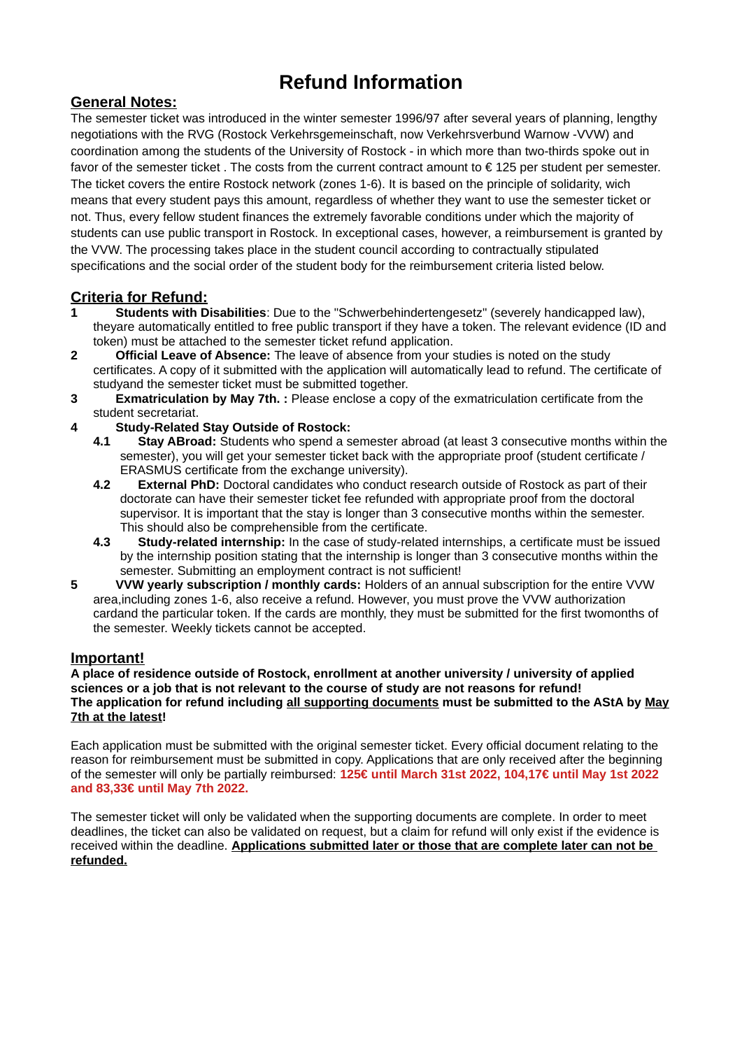# Refund Information

## General Notes:

The semester ticket was introduced in the winter semester 1996/97 after several years of planning, lengthy negotiations with the RVG (Rostock Verkehrsgemeinschaft, now Verkehrsverbund Warnow -VVW) and coordination among the students of the University of Rostock - in which more than two-thirds spoke out in favor of the semester ticket . The costs from the current contract amount to € 125 per student per semester. The ticket covers the entire Rostock network (zones 1-6). It is based on the principle of solidarity, wich means that every student pays this amount, regardless of whether they want to use the semester ticket or not. Thus, every fellow student finances the extremely favorable conditions under which the majority of students can use public transport in Rostock. In exceptional cases, however, a reimbursement is granted by the VVW. The processing takes place in the student council according to contractually stipulated specifications and the social order of the student body for the reimbursement criteria listed below.

## Criteria for Refund:

1. **Students with Disabilities**: Due to the "Schwerbehindertengesetz" (severely handicapped law), theyare automatically entitled to free public transport if they have a token. The relevant evidence (ID and token) must be attached to the semester ticket refund application.
2. **Official Leave of Absence:** The leave of absence from your studies is noted on the study certificates. A copy of it submitted with the application will automatically lead to refund. The certificate of studyand the semester ticket must be submitted together.
3. **Exmatriculation by May 7th. :** Please enclose a copy of the exmatriculation certificate from the student secretariat.
4. **Study-Related Stay Outside of Rostock:**
   - **4.1 Stay ABroad:** Students who spend a semester abroad (at least 3 consecutive months within the semester), you will get your semester ticket back with the appropriate proof (student certificate / ERASMUS certificate from the exchange university).
   - **4.2 External PhD:** Doctoral candidates who conduct research outside of Rostock as part of their doctorate can have their semester ticket fee refunded with appropriate proof from the doctoral supervisor. It is important that the stay is longer than 3 consecutive months within the semester. This should also be comprehensible from the certificate.
   - **4.3 Study-related internship:** In the case of study-related internships, a certificate must be issued by the internship position stating that the internship is longer than 3 consecutive months within the semester. Submitting an employment contract is not sufficient!
5. **VVW yearly subscription / monthly cards:** Holders of an annual subscription for the entire VVW area,including zones 1-6, also receive a refund. However, you must prove the VVW authorization cardand the particular token. If the cards are monthly, they must be submitted for the first twomonths of the semester. Weekly tickets cannot be accepted.

## Important!

**A place of residence outside of Rostock, enrollment at another university / university of applied sciences or a job that is not relevant to the course of study are not reasons for refund!**
**The application for refund including all supporting documents must be submitted to the AStA by May 7th at the latest!**

Each application must be submitted with the original semester ticket. Every official document relating to the reason for reimbursement must be submitted in copy. Applications that are only received after the beginning of the semester will only be partially reimbursed: **125€ until March 31st 2022, 104,17€ until May 1st 2022 and 83,33€ until May 7th 2022.**

The semester ticket will only be validated when the supporting documents are complete. In order to meet deadlines, the ticket can also be validated on request, but a claim for refund will only exist if the evidence is received within the deadline. **Applications submitted later or those that are complete later can not be refunded.**